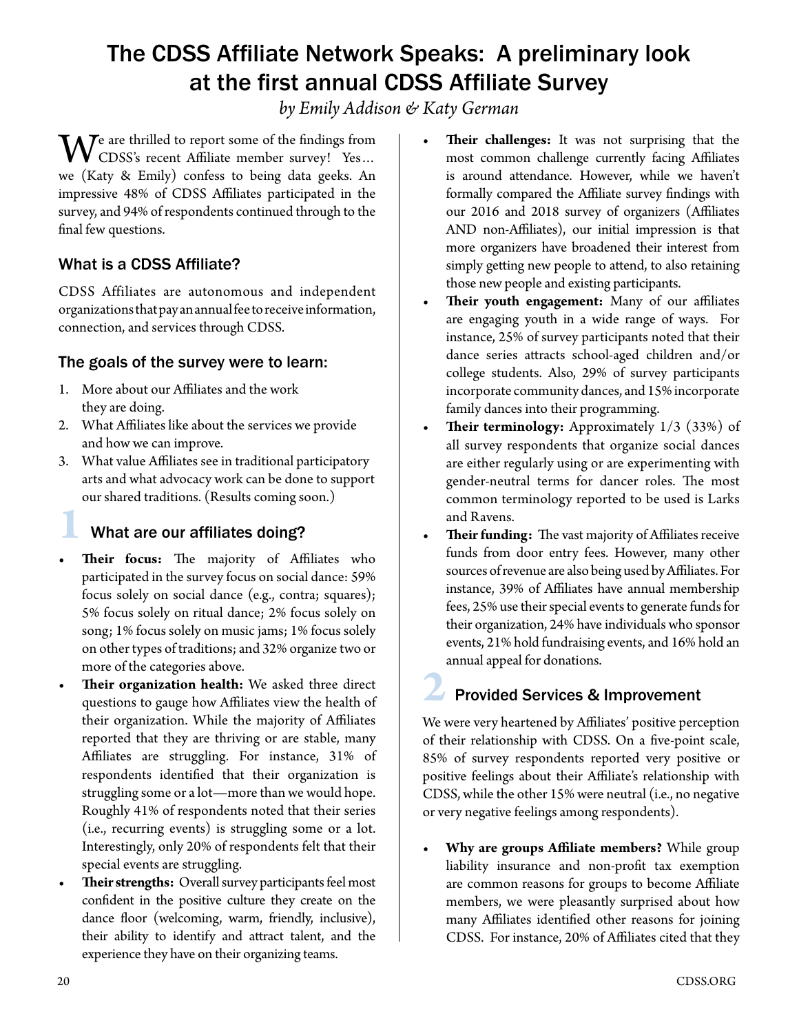# The CDSS Affiliate Network Speaks: A preliminary look at the first annual CDSS Affiliate Survey

*by Emily Addison & Katy German*

We are thrilled to report some of the findings from CDSS's recent Affiliate member survey! Yes… we (Katy & Emily) confess to being data geeks. An impressive 48% of CDSS Affiliates participated in the survey, and 94% of respondents continued through to the final few questions.

## What is a CDSS Affiliate?

CDSS Affiliates are autonomous and independent organizations that pay an annual fee to receive information, connection, and services through CDSS.

## The goals of the survey were to learn:

1. More about our Affiliates and the work they are doing.
2. What Affiliates like about the services we provide and how we can improve.
3. What value Affiliates see in traditional participatory arts and what advocacy work can be done to support our shared traditions. (Results coming soon.)

## 1 What are our affiliates doing?

- **Their focus:** The majority of Affiliates who participated in the survey focus on social dance: 59% focus solely on social dance (e.g., contra; squares); 5% focus solely on ritual dance; 2% focus solely on song; 1% focus solely on music jams; 1% focus solely on other types of traditions; and 32% organize two or more of the categories above.
- **Their organization health:** We asked three direct questions to gauge how Affiliates view the health of their organization. While the majority of Affiliates reported that they are thriving or are stable, many Affiliates are struggling. For instance, 31% of respondents identified that their organization is struggling some or a lot—more than we would hope. Roughly 41% of respondents noted that their series (i.e., recurring events) is struggling some or a lot. Interestingly, only 20% of respondents felt that their special events are struggling.
- **Their strengths:** Overall survey participants feel most confident in the positive culture they create on the dance floor (welcoming, warm, friendly, inclusive), their ability to identify and attract talent, and the experience they have on their organizing teams.
- **Their challenges:** It was not surprising that the most common challenge currently facing Affiliates is around attendance. However, while we haven't formally compared the Affiliate survey findings with our 2016 and 2018 survey of organizers (Affiliates AND non-Affiliates), our initial impression is that more organizers have broadened their interest from simply getting new people to attend, to also retaining those new people and existing participants.
- **Their youth engagement:** Many of our affiliates are engaging youth in a wide range of ways. For instance, 25% of survey participants noted that their dance series attracts school-aged children and/or college students. Also, 29% of survey participants incorporate community dances, and 15% incorporate family dances into their programming.
- **Their terminology:** Approximately 1/3 (33%) of all survey respondents that organize social dances are either regularly using or are experimenting with gender-neutral terms for dancer roles. The most common terminology reported to be used is Larks and Ravens.
- **Their funding:** The vast majority of Affiliates receive funds from door entry fees. However, many other sources of revenue are also being used by Affiliates. For instance, 39% of Affiliates have annual membership fees, 25% use their special events to generate funds for their organization, 24% have individuals who sponsor events, 21% hold fundraising events, and 16% hold an annual appeal for donations.

## 2 Provided Services & Improvement

We were very heartened by Affiliates' positive perception of their relationship with CDSS. On a five-point scale, 85% of survey respondents reported very positive or positive feelings about their Affiliate's relationship with CDSS, while the other 15% were neutral (i.e., no negative or very negative feelings among respondents).

- **Why are groups Affiliate members?** While group liability insurance and non-profit tax exemption are common reasons for groups to become Affiliate members, we were pleasantly surprised about how many Affiliates identified other reasons for joining CDSS. For instance, 20% of Affiliates cited that they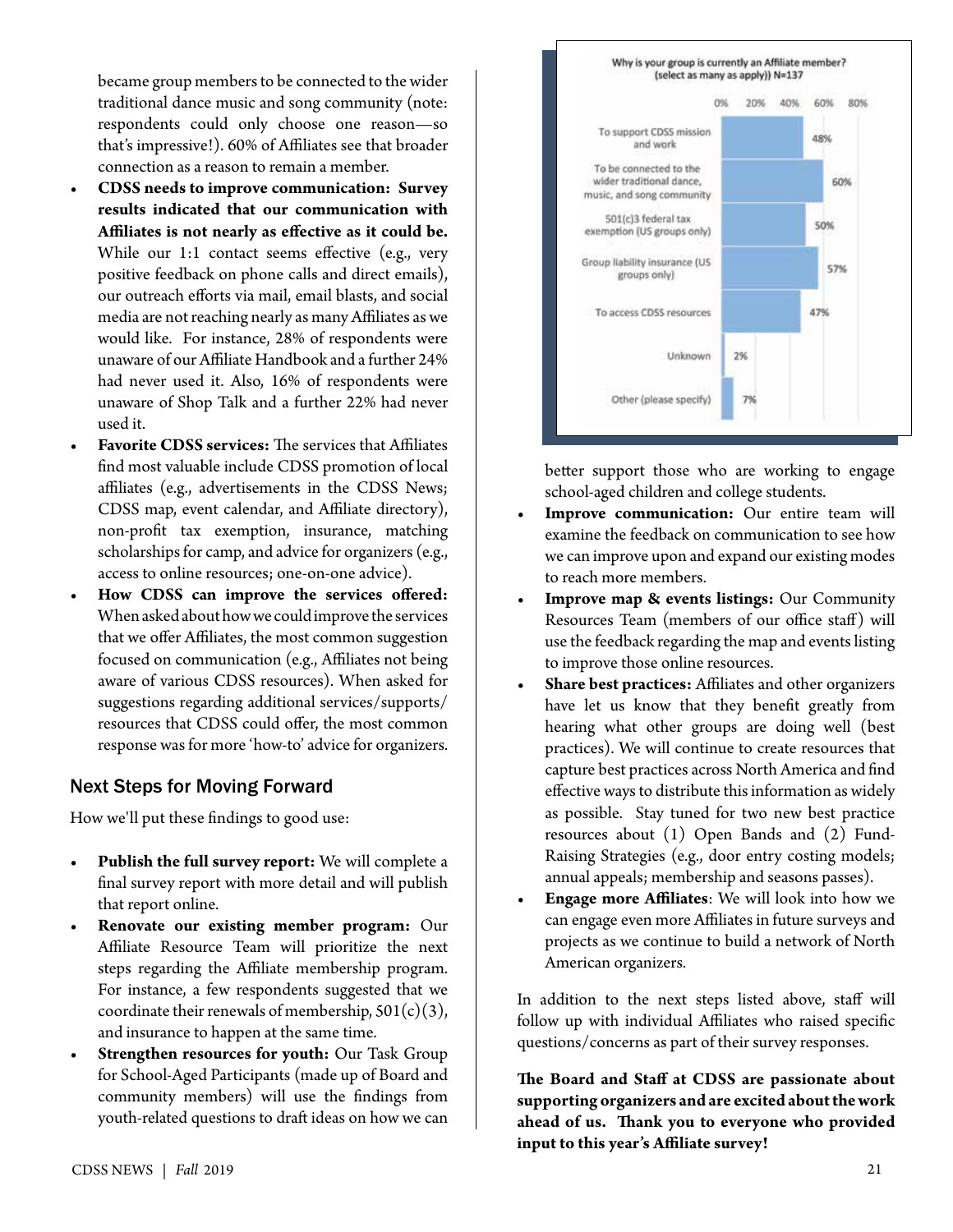became group members to be connected to the wider traditional dance music and song community (note: respondents could only choose one reason—so that's impressive!). 60% of Affiliates see that broader connection as a reason to remain a member.

- **CDSS needs to improve communication: Survey results indicated that our communication with Affiliates is not nearly as effective as it could be.** While our 1:1 contact seems effective (e.g., very positive feedback on phone calls and direct emails), our outreach efforts via mail, email blasts, and social media are not reaching nearly as many Affiliates as we would like. For instance, 28% of respondents were unaware of our Affiliate Handbook and a further 24% had never used it. Also, 16% of respondents were unaware of Shop Talk and a further 22% had never used it.
- **Favorite CDSS services:** The services that Affiliates find most valuable include CDSS promotion of local affiliates (e.g., advertisements in the CDSS News; CDSS map, event calendar, and Affiliate directory), non-profit tax exemption, insurance, matching scholarships for camp, and advice for organizers (e.g., access to online resources; one-on-one advice).
- **How CDSS can improve the services offered:** When asked about how we could improve the services that we offer Affiliates, the most common suggestion focused on communication (e.g., Affiliates not being aware of various CDSS resources). When asked for suggestions regarding additional services/supports/resources that CDSS could offer, the most common response was for more 'how-to' advice for organizers.

## Next Steps for Moving Forward

How we'll put these findings to good use:

- **Publish the full survey report:** We will complete a final survey report with more detail and will publish that report online.
- **Renovate our existing member program:** Our Affiliate Resource Team will prioritize the next steps regarding the Affiliate membership program. For instance, a few respondents suggested that we coordinate their renewals of membership, 501(c)(3), and insurance to happen at the same time.
- **Strengthen resources for youth:** Our Task Group for School-Aged Participants (made up of Board and community members) will use the findings from youth-related questions to draft ideas on how we can better support those who are working to engage school-aged children and college students.
- **Improve communication:** Our entire team will examine the feedback on communication to see how we can improve upon and expand our existing modes to reach more members.
- **Improve map & events listings:** Our Community Resources Team (members of our office staff) will use the feedback regarding the map and events listing to improve those online resources.
- **Share best practices:** Affiliates and other organizers have let us know that they benefit greatly from hearing what other groups are doing well (best practices). We will continue to create resources that capture best practices across North America and find effective ways to distribute this information as widely as possible. Stay tuned for two new best practice resources about (1) Open Bands and (2) Fund-Raising Strategies (e.g., door entry costing models; annual appeals; membership and seasons passes).
- **Engage more Affiliates**: We will look into how we can engage even more Affiliates in future surveys and projects as we continue to build a network of North American organizers.

Why is your group is currently an Affiliate member? (select as many as apply)) N=137

0% 20% 40% 60% 80%

To support CDSS mission and work 48%

To be connected to the wider traditional dance, music, and song community 60%

501(c)3 federal tax exemption (US groups only) 50%

Group liability insurance (US groups only) 57%

To access CDSS resources 47%

Unknown 2%

Other (please specify) 7%

In addition to the next steps listed above, staff will follow up with individual Affiliates who raised specific questions/concerns as part of their survey responses.

**The Board and Staff at CDSS are passionate about supporting organizers and are excited about the work ahead of us. Thank you to everyone who provided input to this year's Affiliate survey!**